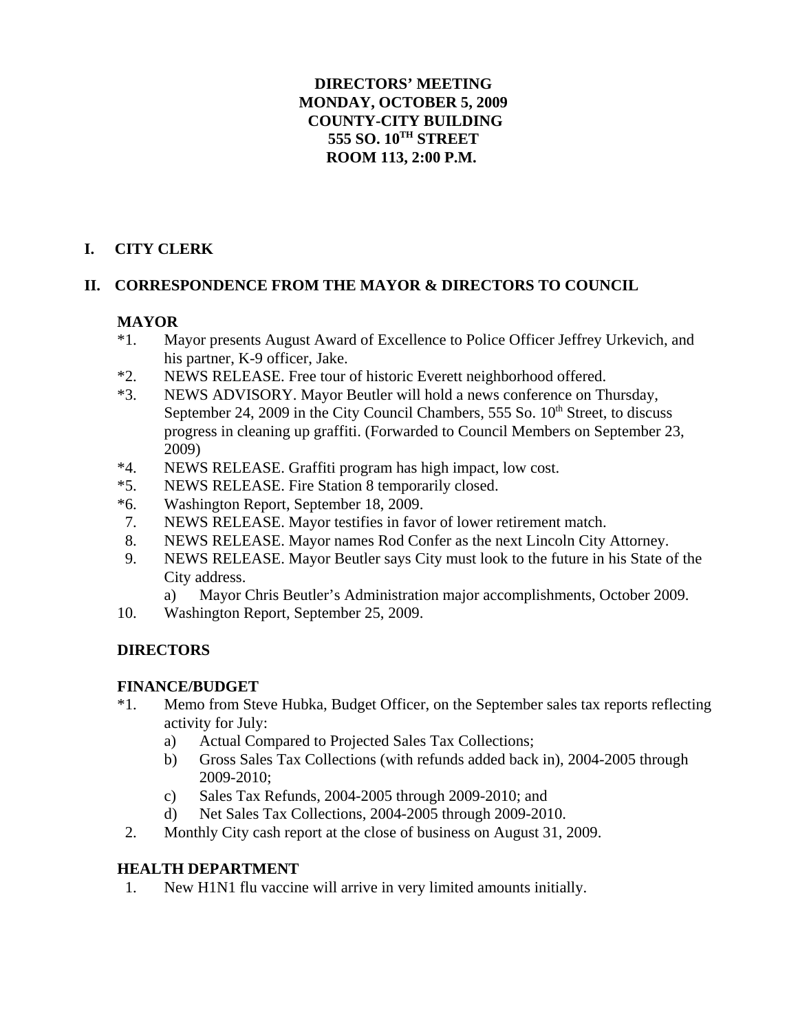**DIRECTORS' MEETING**
**MONDAY, OCTOBER 5, 2009**
**COUNTY-CITY BUILDING**
**555 SO. 10TH STREET**
**ROOM 113, 2:00 P.M.**

## I. CITY CLERK

## II. CORRESPONDENCE FROM THE MAYOR & DIRECTORS TO COUNCIL

### MAYOR

*1. Mayor presents August Award of Excellence to Police Officer Jeffrey Urkevich, and his partner, K-9 officer, Jake.

*2. NEWS RELEASE. Free tour of historic Everett neighborhood offered.

*3. NEWS ADVISORY. Mayor Beutler will hold a news conference on Thursday, September 24, 2009 in the City Council Chambers, 555 So. 10th Street, to discuss progress in cleaning up graffiti. (Forwarded to Council Members on September 23, 2009)

*4. NEWS RELEASE. Graffiti program has high impact, low cost.

*5. NEWS RELEASE. Fire Station 8 temporarily closed.

*6. Washington Report, September 18, 2009.

7. NEWS RELEASE. Mayor testifies in favor of lower retirement match.

8. NEWS RELEASE. Mayor names Rod Confer as the next Lincoln City Attorney.

9. NEWS RELEASE. Mayor Beutler says City must look to the future in his State of the City address.
   a) Mayor Chris Beutler's Administration major accomplishments, October 2009.

10. Washington Report, September 25, 2009.

### DIRECTORS

### FINANCE/BUDGET

*1. Memo from Steve Hubka, Budget Officer, on the September sales tax reports reflecting activity for July:
   a) Actual Compared to Projected Sales Tax Collections;
   b) Gross Sales Tax Collections (with refunds added back in), 2004-2005 through 2009-2010;
   c) Sales Tax Refunds, 2004-2005 through 2009-2010; and
   d) Net Sales Tax Collections, 2004-2005 through 2009-2010.

2. Monthly City cash report at the close of business on August 31, 2009.

### HEALTH DEPARTMENT

1. New H1N1 flu vaccine will arrive in very limited amounts initially.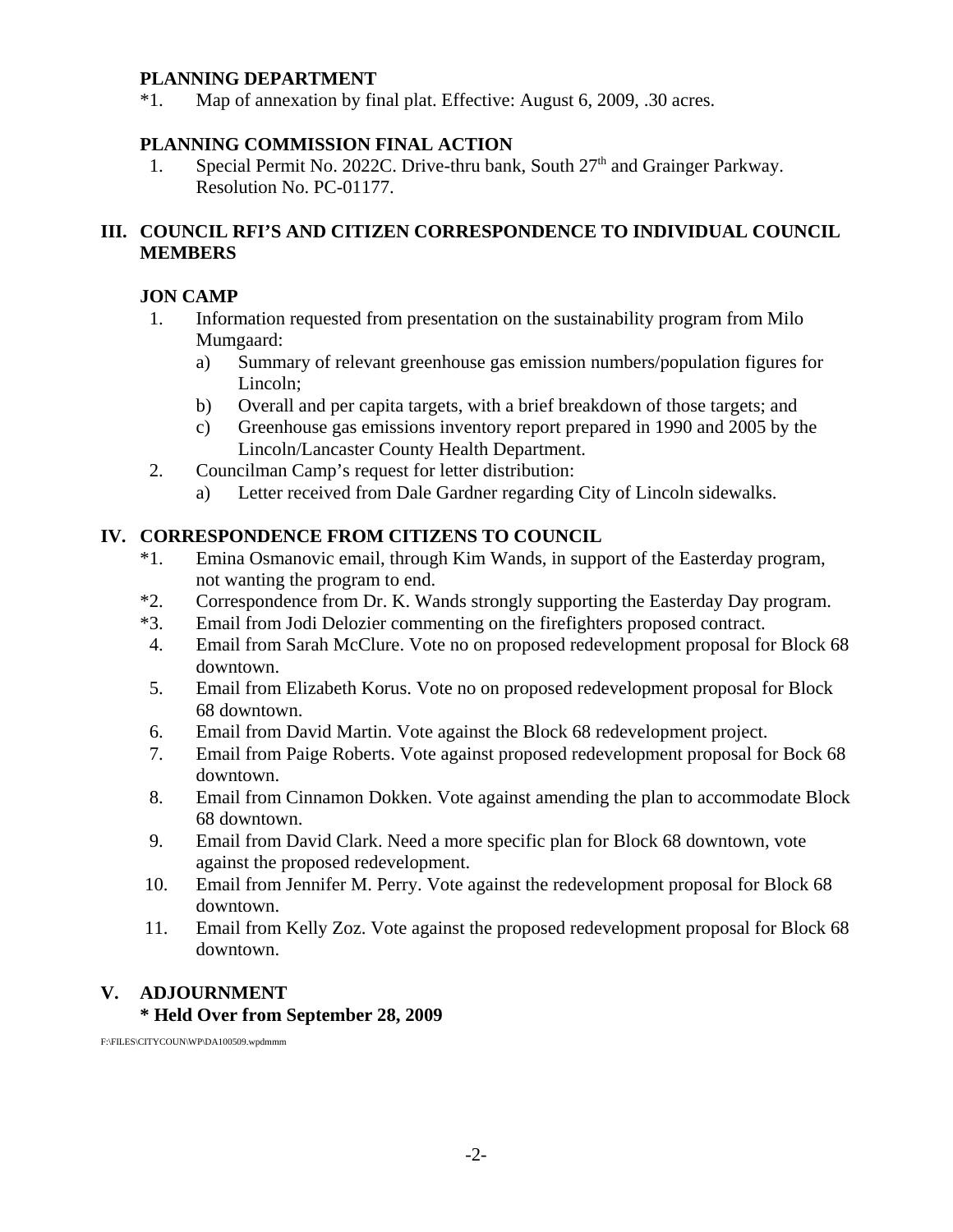**PLANNING DEPARTMENT**

*1. Map of annexation by final plat. Effective: August 6, 2009, .30 acres.

**PLANNING COMMISSION FINAL ACTION**

1. Special Permit No. 2022C. Drive-thru bank, South 27th and Grainger Parkway. Resolution No. PC-01177.

## III. COUNCIL RFI'S AND CITIZEN CORRESPONDENCE TO INDIVIDUAL COUNCIL MEMBERS

**JON CAMP**

1. Information requested from presentation on the sustainability program from Milo Mumgaard:
   a) Summary of relevant greenhouse gas emission numbers/population figures for Lincoln;
   b) Overall and per capita targets, with a brief breakdown of those targets; and
   c) Greenhouse gas emissions inventory report prepared in 1990 and 2005 by the Lincoln/Lancaster County Health Department.
2. Councilman Camp's request for letter distribution:
   a) Letter received from Dale Gardner regarding City of Lincoln sidewalks.

## IV. CORRESPONDENCE FROM CITIZENS TO COUNCIL

*1. Emina Osmanovic email, through Kim Wands, in support of the Easterday program, not wanting the program to end.

*2. Correspondence from Dr. K. Wands strongly supporting the Easterday Day program.

*3. Email from Jodi Delozier commenting on the firefighters proposed contract.

4. Email from Sarah McClure. Vote no on proposed redevelopment proposal for Block 68 downtown.
5. Email from Elizabeth Korus. Vote no on proposed redevelopment proposal for Block 68 downtown.
6. Email from David Martin. Vote against the Block 68 redevelopment project.
7. Email from Paige Roberts. Vote against proposed redevelopment proposal for Bock 68 downtown.
8. Email from Cinnamon Dokken. Vote against amending the plan to accommodate Block 68 downtown.
9. Email from David Clark. Need a more specific plan for Block 68 downtown, vote against the proposed redevelopment.
10. Email from Jennifer M. Perry. Vote against the redevelopment proposal for Block 68 downtown.
11. Email from Kelly Zoz. Vote against the proposed redevelopment proposal for Block 68 downtown.

## V. ADJOURNMENT

**\* Held Over from September 28, 2009**

F:\FILES\CITYCOUN\WP\DA100509.wpdmmm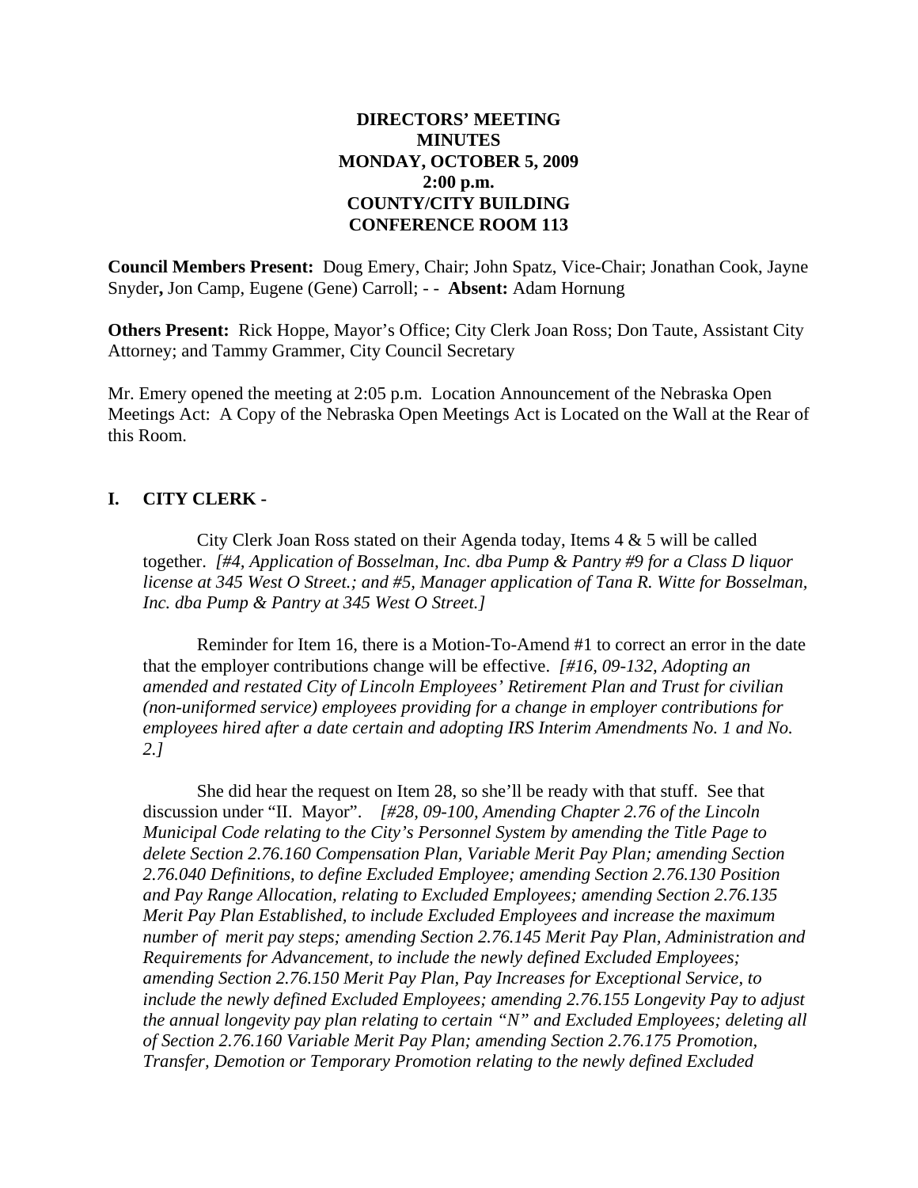**DIRECTORS' MEETING**
**MINUTES**
**MONDAY, OCTOBER 5, 2009**
**2:00 p.m.**
**COUNTY/CITY BUILDING**
**CONFERENCE ROOM 113**

**Council Members Present:** Doug Emery, Chair; John Spatz, Vice-Chair; Jonathan Cook, Jayne Snyder**,** Jon Camp, Eugene (Gene) Carroll; - - **Absent:** Adam Hornung

**Others Present:** Rick Hoppe, Mayor's Office; City Clerk Joan Ross; Don Taute, Assistant City Attorney; and Tammy Grammer, City Council Secretary

Mr. Emery opened the meeting at 2:05 p.m. Location Announcement of the Nebraska Open Meetings Act: A Copy of the Nebraska Open Meetings Act is Located on the Wall at the Rear of this Room.

## I. CITY CLERK -

City Clerk Joan Ross stated on their Agenda today, Items 4 & 5 will be called together. *[#4, Application of Bosselman, Inc. dba Pump & Pantry #9 for a Class D liquor license at 345 West O Street.; and #5, Manager application of Tana R. Witte for Bosselman, Inc. dba Pump & Pantry at 345 West O Street.]*

Reminder for Item 16, there is a Motion-To-Amend #1 to correct an error in the date that the employer contributions change will be effective. *[#16, 09-132, Adopting an amended and restated City of Lincoln Employees' Retirement Plan and Trust for civilian (non-uniformed service) employees providing for a change in employer contributions for employees hired after a date certain and adopting IRS Interim Amendments No. 1 and No. 2.]*

She did hear the request on Item 28, so she'll be ready with that stuff. See that discussion under "II. Mayor". *[#28, 09-100, Amending Chapter 2.76 of the Lincoln Municipal Code relating to the City's Personnel System by amending the Title Page to delete Section 2.76.160 Compensation Plan, Variable Merit Pay Plan; amending Section 2.76.040 Definitions, to define Excluded Employee; amending Section 2.76.130 Position and Pay Range Allocation, relating to Excluded Employees; amending Section 2.76.135 Merit Pay Plan Established, to include Excluded Employees and increase the maximum number of merit pay steps; amending Section 2.76.145 Merit Pay Plan, Administration and Requirements for Advancement, to include the newly defined Excluded Employees; amending Section 2.76.150 Merit Pay Plan, Pay Increases for Exceptional Service, to include the newly defined Excluded Employees; amending 2.76.155 Longevity Pay to adjust the annual longevity pay plan relating to certain "N" and Excluded Employees; deleting all of Section 2.76.160 Variable Merit Pay Plan; amending Section 2.76.175 Promotion, Transfer, Demotion or Temporary Promotion relating to the newly defined Excluded*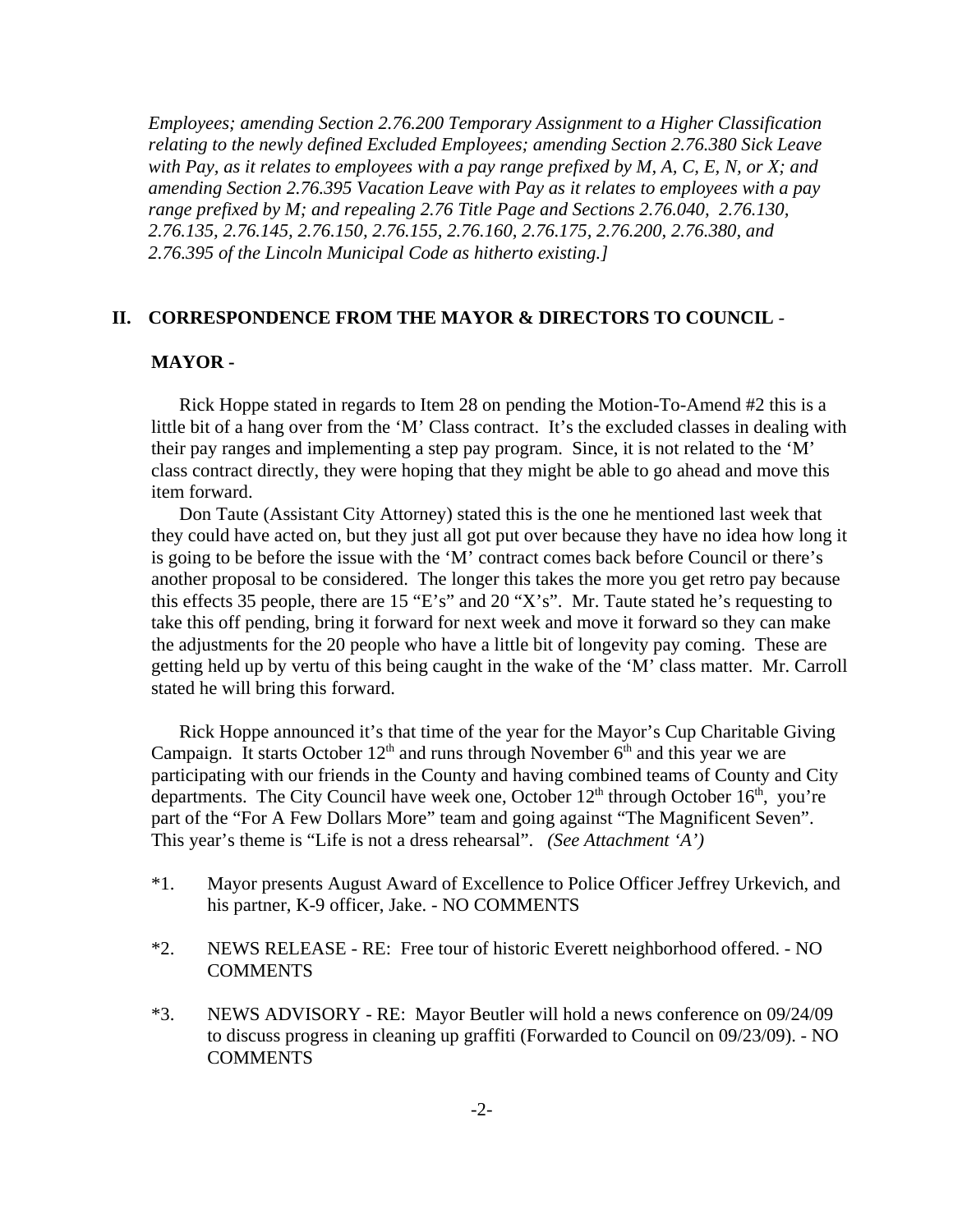*Employees; amending Section 2.76.200 Temporary Assignment to a Higher Classification relating to the newly defined Excluded Employees; amending Section 2.76.380 Sick Leave with Pay, as it relates to employees with a pay range prefixed by M, A, C, E, N, or X; and amending Section 2.76.395 Vacation Leave with Pay as it relates to employees with a pay range prefixed by M; and repealing 2.76 Title Page and Sections 2.76.040, 2.76.130, 2.76.135, 2.76.145, 2.76.150, 2.76.155, 2.76.160, 2.76.175, 2.76.200, 2.76.380, and 2.76.395 of the Lincoln Municipal Code as hitherto existing.]*

## II. CORRESPONDENCE FROM THE MAYOR & DIRECTORS TO COUNCIL -

**MAYOR -**

Rick Hoppe stated in regards to Item 28 on pending the Motion-To-Amend #2 this is a little bit of a hang over from the 'M' Class contract. It's the excluded classes in dealing with their pay ranges and implementing a step pay program. Since, it is not related to the 'M' class contract directly, they were hoping that they might be able to go ahead and move this item forward.

Don Taute (Assistant City Attorney) stated this is the one he mentioned last week that they could have acted on, but they just all got put over because they have no idea how long it is going to be before the issue with the 'M' contract comes back before Council or there's another proposal to be considered. The longer this takes the more you get retro pay because this effects 35 people, there are 15 "E's" and 20 "X's". Mr. Taute stated he's requesting to take this off pending, bring it forward for next week and move it forward so they can make the adjustments for the 20 people who have a little bit of longevity pay coming. These are getting held up by vertu of this being caught in the wake of the 'M' class matter. Mr. Carroll stated he will bring this forward.

Rick Hoppe announced it's that time of the year for the Mayor's Cup Charitable Giving Campaign. It starts October 12th and runs through November 6th and this year we are participating with our friends in the County and having combined teams of County and City departments. The City Council have week one, October 12th through October 16th, you're part of the "For A Few Dollars More" team and going against "The Magnificent Seven". This year's theme is "Life is not a dress rehearsal". *(See Attachment 'A')*

*1. Mayor presents August Award of Excellence to Police Officer Jeffrey Urkevich, and his partner, K-9 officer, Jake. - NO COMMENTS

*2. NEWS RELEASE - RE: Free tour of historic Everett neighborhood offered. - NO COMMENTS

*3. NEWS ADVISORY - RE: Mayor Beutler will hold a news conference on 09/24/09 to discuss progress in cleaning up graffiti (Forwarded to Council on 09/23/09). - NO COMMENTS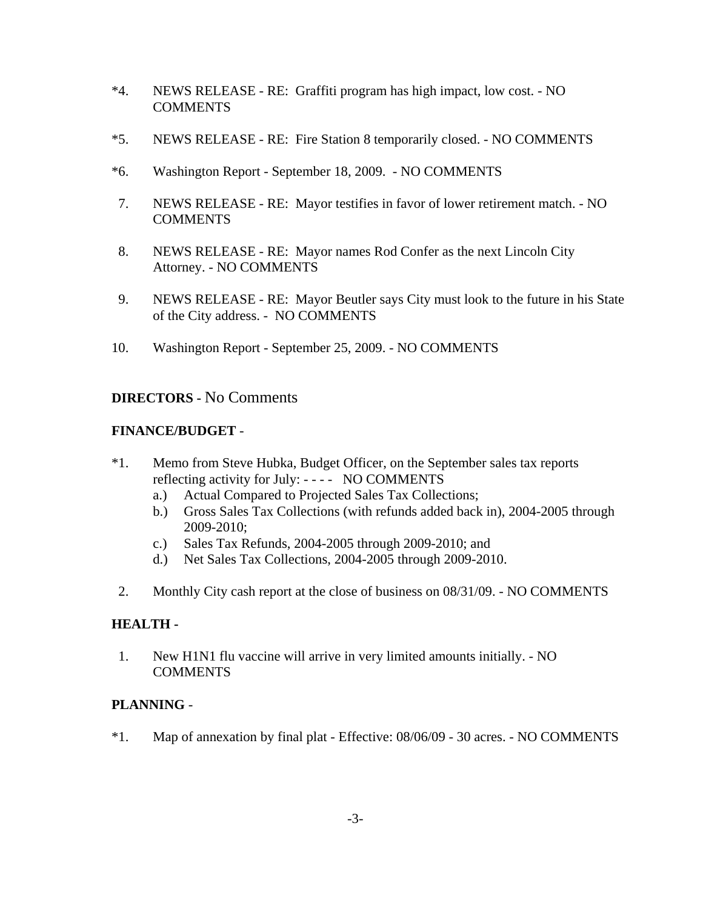*4. NEWS RELEASE - RE: Graffiti program has high impact, low cost. - NO COMMENTS

*5. NEWS RELEASE - RE: Fire Station 8 temporarily closed. - NO COMMENTS

*6. Washington Report - September 18, 2009. - NO COMMENTS

7. NEWS RELEASE - RE: Mayor testifies in favor of lower retirement match. - NO COMMENTS

8. NEWS RELEASE - RE: Mayor names Rod Confer as the next Lincoln City Attorney. - NO COMMENTS

9. NEWS RELEASE - RE: Mayor Beutler says City must look to the future in his State of the City address. - NO COMMENTS

10. Washington Report - September 25, 2009. - NO COMMENTS

**DIRECTORS -** No Comments

**FINANCE/BUDGET** -

*1. Memo from Steve Hubka, Budget Officer, on the September sales tax reports reflecting activity for July: - - - - NO COMMENTS
   a.) Actual Compared to Projected Sales Tax Collections;
   b.) Gross Sales Tax Collections (with refunds added back in), 2004-2005 through 2009-2010;
   c.) Sales Tax Refunds, 2004-2005 through 2009-2010; and
   d.) Net Sales Tax Collections, 2004-2005 through 2009-2010.

2. Monthly City cash report at the close of business on 08/31/09. - NO COMMENTS

**HEALTH -**

1. New H1N1 flu vaccine will arrive in very limited amounts initially. - NO COMMENTS

**PLANNING** -

*1. Map of annexation by final plat - Effective: 08/06/09 - 30 acres. - NO COMMENTS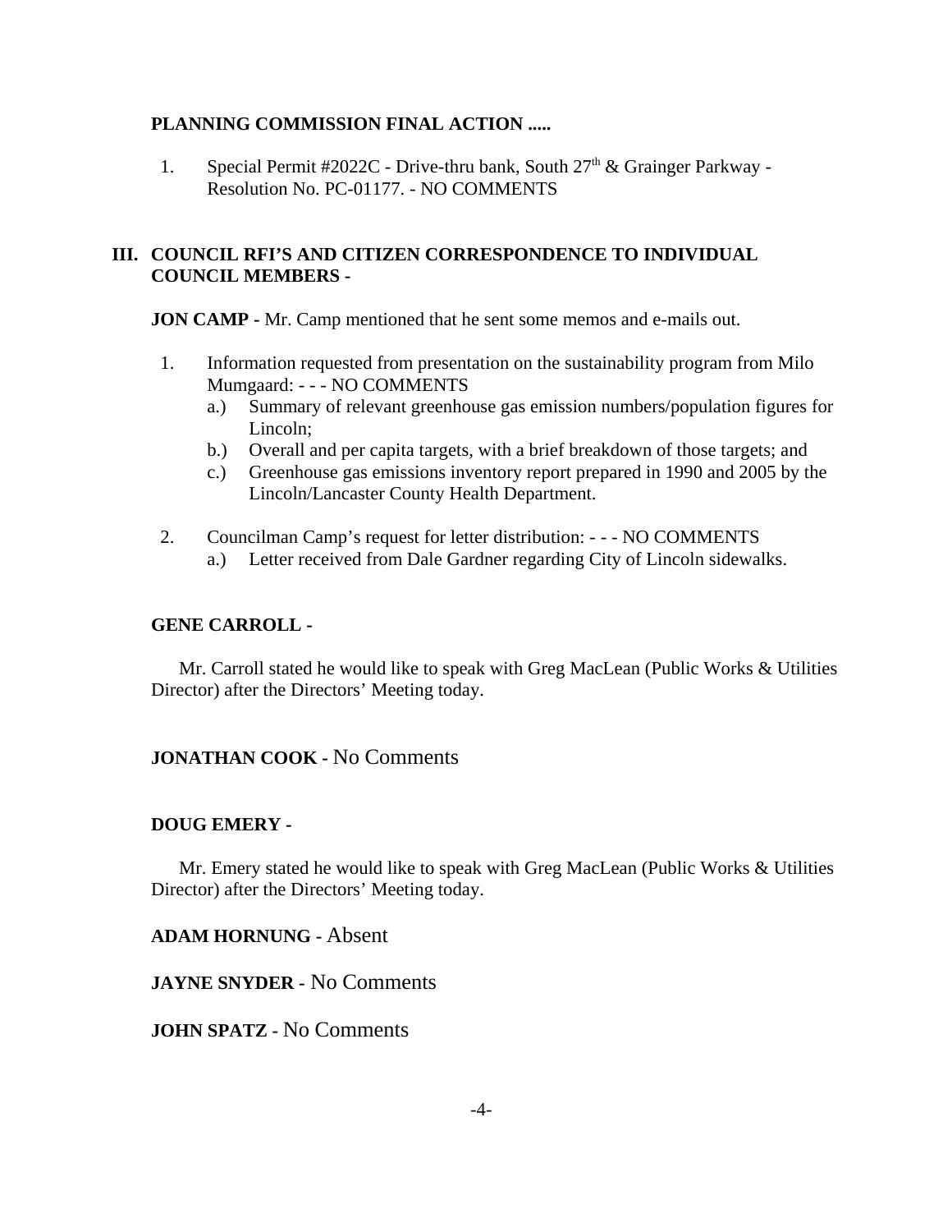**PLANNING COMMISSION FINAL ACTION .....**

1. Special Permit #2022C - Drive-thru bank, South 27th & Grainger Parkway - Resolution No. PC-01177. - NO COMMENTS

## III. COUNCIL RFI'S AND CITIZEN CORRESPONDENCE TO INDIVIDUAL COUNCIL MEMBERS -

**JON CAMP -** Mr. Camp mentioned that he sent some memos and e-mails out.

1. Information requested from presentation on the sustainability program from Milo Mumgaard: - - - NO COMMENTS
   - a.) Summary of relevant greenhouse gas emission numbers/population figures for Lincoln;
   - b.) Overall and per capita targets, with a brief breakdown of those targets; and
   - c.) Greenhouse gas emissions inventory report prepared in 1990 and 2005 by the Lincoln/Lancaster County Health Department.
2. Councilman Camp's request for letter distribution: - - - NO COMMENTS
   - a.) Letter received from Dale Gardner regarding City of Lincoln sidewalks.

**GENE CARROLL -**

Mr. Carroll stated he would like to speak with Greg MacLean (Public Works & Utilities Director) after the Directors' Meeting today.

**JONATHAN COOK -** No Comments

**DOUG EMERY -**

Mr. Emery stated he would like to speak with Greg MacLean (Public Works & Utilities Director) after the Directors' Meeting today.

**ADAM HORNUNG -** Absent

**JAYNE SNYDER -** No Comments

**JOHN SPATZ -** No Comments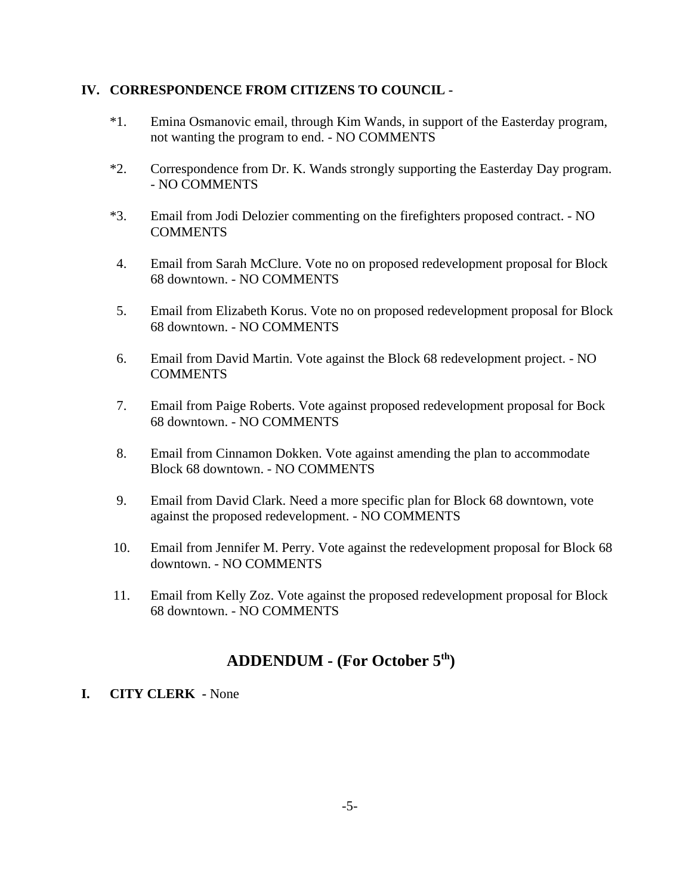## IV. CORRESPONDENCE FROM CITIZENS TO COUNCIL -

*1. Emina Osmanovic email, through Kim Wands, in support of the Easterday program, not wanting the program to end. - NO COMMENTS

*2. Correspondence from Dr. K. Wands strongly supporting the Easterday Day program. - NO COMMENTS

*3. Email from Jodi Delozier commenting on the firefighters proposed contract. - NO COMMENTS

4. Email from Sarah McClure. Vote no on proposed redevelopment proposal for Block 68 downtown. - NO COMMENTS

5. Email from Elizabeth Korus. Vote no on proposed redevelopment proposal for Block 68 downtown. - NO COMMENTS

6. Email from David Martin. Vote against the Block 68 redevelopment project. - NO COMMENTS

7. Email from Paige Roberts. Vote against proposed redevelopment proposal for Bock 68 downtown. - NO COMMENTS

8. Email from Cinnamon Dokken. Vote against amending the plan to accommodate Block 68 downtown. - NO COMMENTS

9. Email from David Clark. Need a more specific plan for Block 68 downtown, vote against the proposed redevelopment. - NO COMMENTS

10. Email from Jennifer M. Perry. Vote against the redevelopment proposal for Block 68 downtown. - NO COMMENTS

11. Email from Kelly Zoz. Vote against the proposed redevelopment proposal for Block 68 downtown. - NO COMMENTS

# ADDENDUM - (For October 5th)

## I. CITY CLERK - None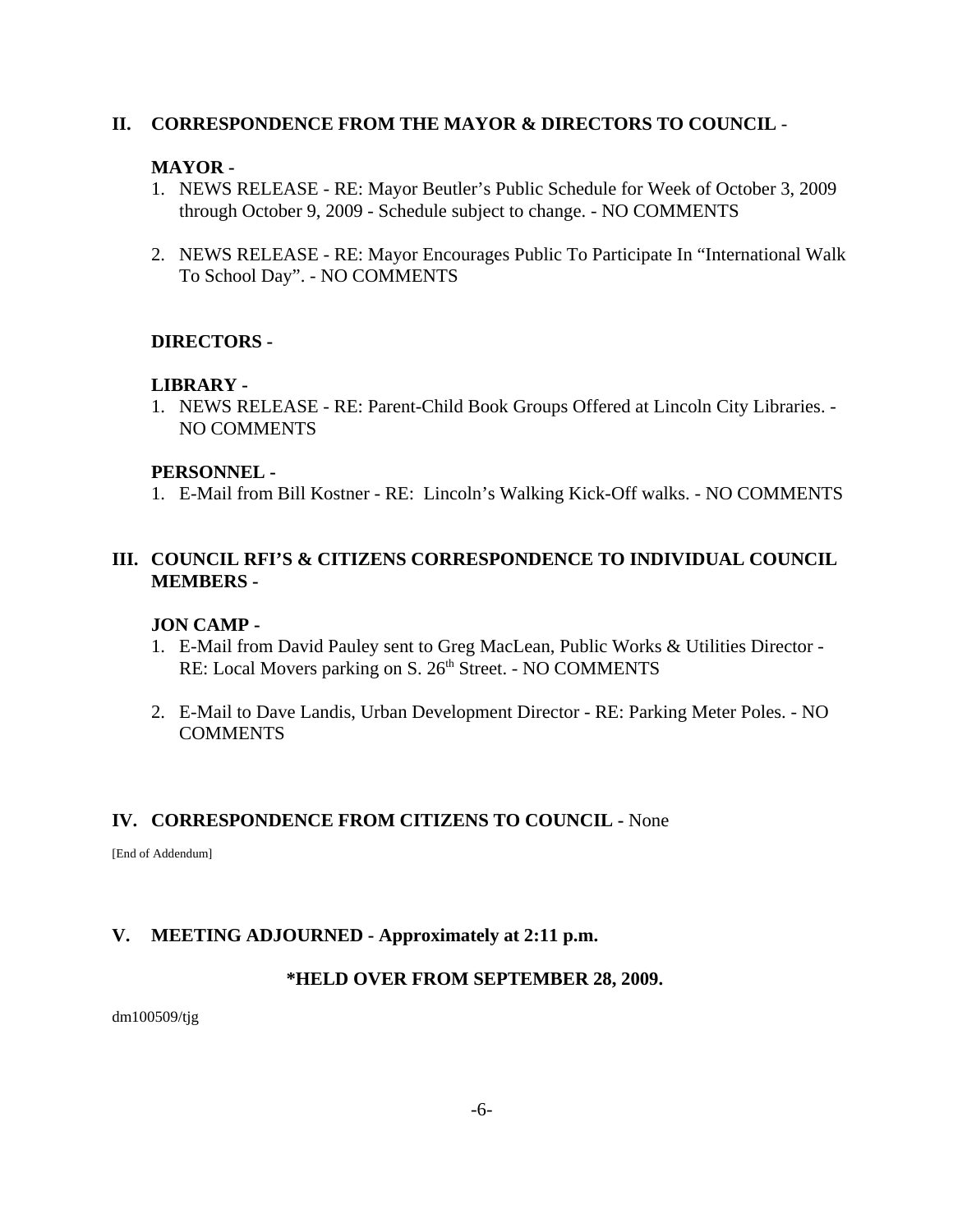## II. CORRESPONDENCE FROM THE MAYOR & DIRECTORS TO COUNCIL -

### MAYOR -

1. NEWS RELEASE - RE: Mayor Beutler's Public Schedule for Week of October 3, 2009 through October 9, 2009 - Schedule subject to change. - NO COMMENTS

2. NEWS RELEASE - RE: Mayor Encourages Public To Participate In "International Walk To School Day". - NO COMMENTS

### DIRECTORS -

### LIBRARY -

1. NEWS RELEASE - RE: Parent-Child Book Groups Offered at Lincoln City Libraries. - NO COMMENTS

### PERSONNEL -

1. E-Mail from Bill Kostner - RE: Lincoln's Walking Kick-Off walks. - NO COMMENTS

## III. COUNCIL RFI'S & CITIZENS CORRESPONDENCE TO INDIVIDUAL COUNCIL MEMBERS -

### JON CAMP -

1. E-Mail from David Pauley sent to Greg MacLean, Public Works & Utilities Director - RE: Local Movers parking on S. 26th Street. - NO COMMENTS

2. E-Mail to Dave Landis, Urban Development Director - RE: Parking Meter Poles. - NO COMMENTS

## IV. CORRESPONDENCE FROM CITIZENS TO COUNCIL - None

[End of Addendum]

## V. MEETING ADJOURNED - Approximately at 2:11 p.m.

**\*HELD OVER FROM SEPTEMBER 28, 2009.**

dm100509/tjg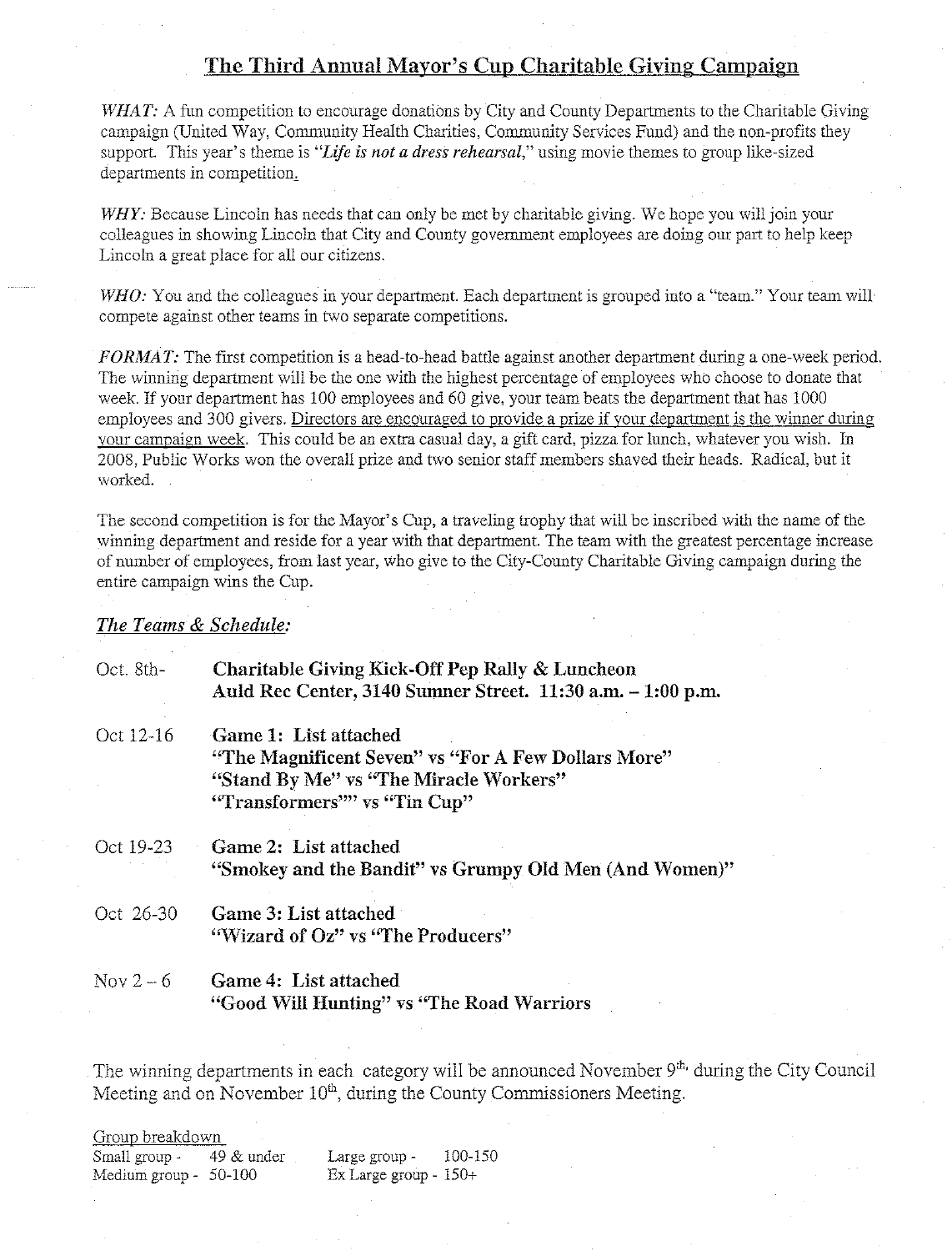## The Third Annual Mayor's Cup Charitable Giving Campaign

*WHAT:* A fun competition to encourage donations by City and County Departments to the Charitable Giving campaign (United Way, Community Health Charities, Community Services Fund) and the non-profits they support. This year's theme is "*Life is not a dress rehearsal,*" using movie themes to group like-sized departments in competition.

*WHY:* Because Lincoln has needs that can only be met by charitable giving. We hope you will join your colleagues in showing Lincoln that City and County government employees are doing our part to help keep Lincoln a great place for all our citizens.

*WHO:* You and the colleagues in your department. Each department is grouped into a "team." Your team will compete against other teams in two separate competitions.

*FORMAT:* The first competition is a head-to-head battle against another department during a one-week period. The winning department will be the one with the highest percentage of employees who choose to donate that week. If your department has 100 employees and 60 give, your team beats the department that has 1000 employees and 300 givers. Directors are encouraged to provide a prize if your department is the winner during your campaign week. This could be an extra casual day, a gift card, pizza for lunch, whatever you wish. In 2008, Public Works won the overall prize and two senior staff members shaved their heads. Radical, but it worked.

The second competition is for the Mayor's Cup, a traveling trophy that will be inscribed with the name of the winning department and reside for a year with that department. The team with the greatest percentage increase of number of employees, from last year, who give to the City-County Charitable Giving campaign during the entire campaign wins the Cup.

### *The Teams & Schedule:*

Oct. 8th- **Charitable Giving Kick-Off Pep Rally & Luncheon**
**Auld Rec Center, 3140 Sumner Street. 11:30 a.m. – 1:00 p.m.**

Oct 12-16 **Game 1: List attached**
**"The Magnificent Seven" vs "For A Few Dollars More"**
**"Stand By Me" vs "The Miracle Workers"**
**"Transformers"" vs "Tin Cup"**

Oct 19-23 **Game 2: List attached**
**"Smokey and the Bandit" vs Grumpy Old Men (And Women)"**

Oct 26-30 **Game 3: List attached**
**"Wizard of Oz" vs "The Producers"**

Nov 2 – 6 **Game 4: List attached**
**"Good Will Hunting" vs "The Road Warriors**

The winning departments in each category will be announced November 9th, during the City Council Meeting and on November 10th, during the County Commissioners Meeting.

Group breakdown

Small group - 49 & under
Medium group - 50-100
Large group - 100-150
Ex Large group - 150+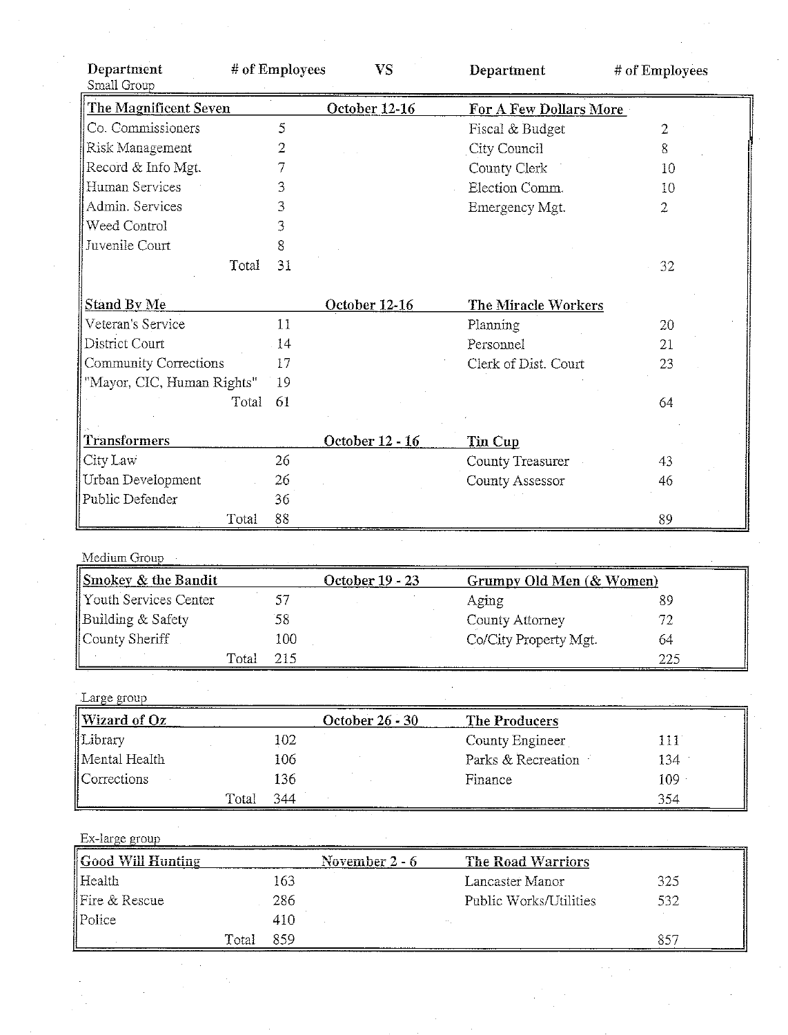| Department | # of Employees | VS | Department | # of Employees |
|---|---|---|---|---|
| Small Group | | | | |
| **The Magnificent Seven** | | **October 12-16** | **For A Few Dollars More** | |
| Co. Commissioners | 5 | | Fiscal & Budget | 2 |
| Risk Management | 2 | | City Council | 8 |
| Record & Info Mgt. | 7 | | County Clerk | 10 |
| Human Services | 3 | | Election Comm. | 10 |
| Admin. Services | 3 | | Emergency Mgt. | 2 |
| Weed Control | 3 | | | |
| Juvenile Court | 8 | | | |
| Total | 31 | | | 32 |
| **Stand By Me** | | **October 12-16** | **The Miracle Workers** | |
| Veteran's Service | 11 | | Planning | 20 |
| District Court | 14 | | Personnel | 21 |
| Community Corrections | 17 | | Clerk of Dist. Court | 23 |
| "Mayor, CIC, Human Rights" | 19 | | | |
| Total | 61 | | | 64 |
| **Transformers** | | **October 12 - 16** | **Tin Cup** | |
| City Law | 26 | | County Treasurer | 43 |
| Urban Development | 26 | | County Assessor | 46 |
| Public Defender | 36 | | | |
| Total | 88 | | | 89 |

Medium Group

| | | | | |
|---|---|---|---|---|
| **Smokey & the Bandit** | | **October 19 - 23** | **Grumpy Old Men (& Women)** | |
| Youth Services Center | 57 | | Aging | 89 |
| Building & Safety | 58 | | County Attorney | 72 |
| County Sheriff | 100 | | Co/City Property Mgt. | 64 |
| Total | 215 | | | 225 |

Large group

| | | | | |
|---|---|---|---|---|
| **Wizard of Oz** | | **October 26 - 30** | **The Producers** | |
| Library | 102 | | County Engineer | 111 |
| Mental Health | 106 | | Parks & Recreation | 134 |
| Corrections | 136 | | Finance | 109 |
| Total | 344 | | | 354 |

Ex-large group

| | | | | |
|---|---|---|---|---|
| **Good Will Hunting** | | **November 2 - 6** | **The Road Warriors** | |
| Health | 163 | | Lancaster Manor | 325 |
| Fire & Rescue | 286 | | Public Works/Utilities | 532 |
| Police | 410 | | | |
| Total | 859 | | | 857 |